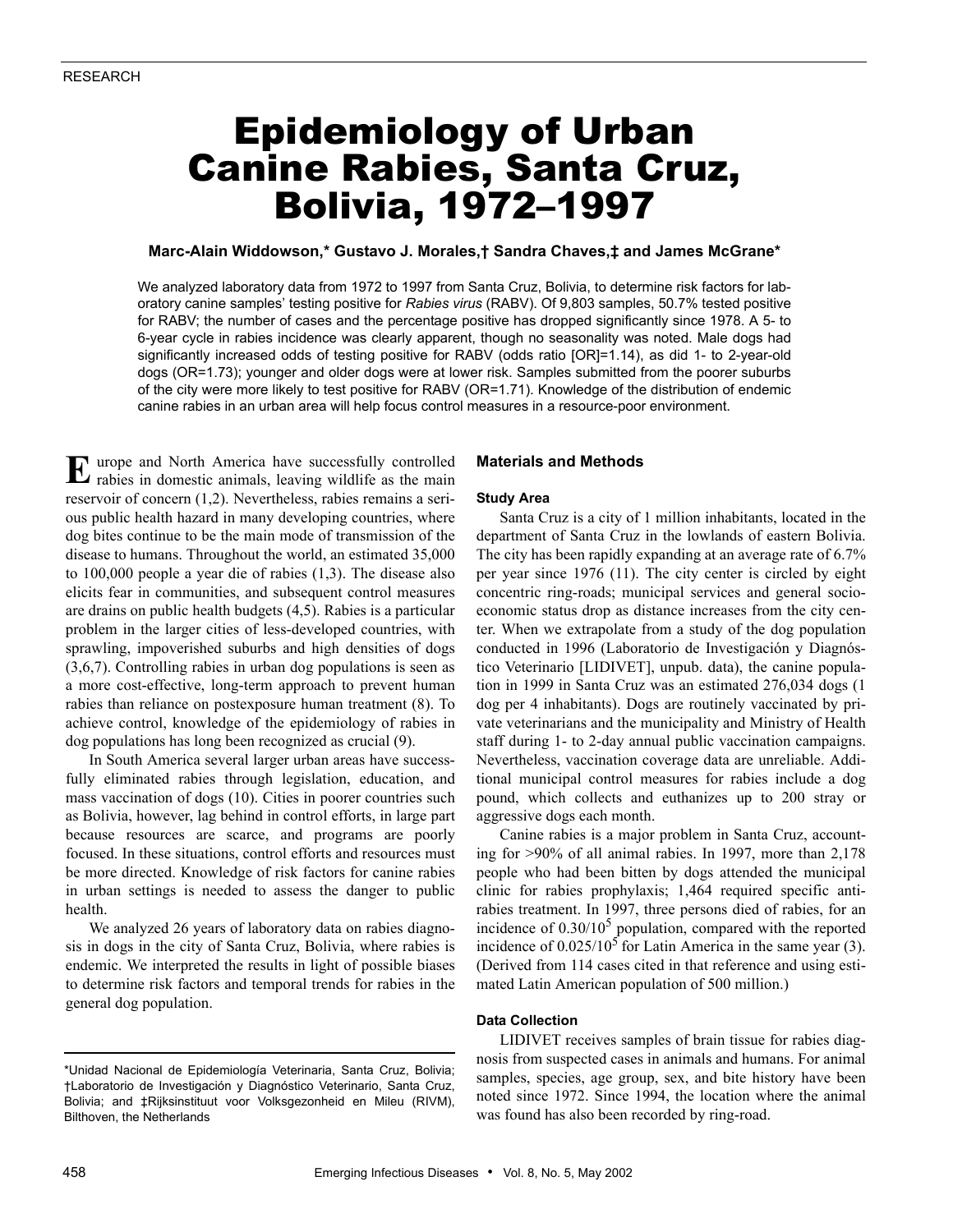RESEARCH

# Epidemiology of Urban Canine Rabies, Santa Cruz, Bolivia, 1972–1997

**Marc-Alain Widdowson,* Gustavo J. Morales,† Sandra Chaves,‡ and James McGrane***

We analyzed laboratory data from 1972 to 1997 from Santa Cruz, Bolivia, to determine risk factors for laboratory canine samples' testing positive for *Rabies virus* (RABV). Of 9,803 samples, 50.7% tested positive for RABV; the number of cases and the percentage positive has dropped significantly since 1978. A 5- to 6-year cycle in rabies incidence was clearly apparent, though no seasonality was noted. Male dogs had significantly increased odds of testing positive for RABV (odds ratio [OR]=1.14), as did 1- to 2-year-old dogs (OR=1.73); younger and older dogs were at lower risk. Samples submitted from the poorer suburbs of the city were more likely to test positive for RABV (OR=1.71). Knowledge of the distribution of endemic canine rabies in an urban area will help focus control measures in a resource-poor environment.

Europe and North America have successfully controlled rabies in domestic animals, leaving wildlife as the main reservoir of concern (1,2). Nevertheless, rabies remains a serious public health hazard in many developing countries, where dog bites continue to be the main mode of transmission of the disease to humans. Throughout the world, an estimated 35,000 to 100,000 people a year die of rabies (1,3). The disease also elicits fear in communities, and subsequent control measures are drains on public health budgets (4,5). Rabies is a particular problem in the larger cities of less-developed countries, with sprawling, impoverished suburbs and high densities of dogs (3,6,7). Controlling rabies in urban dog populations is seen as a more cost-effective, long-term approach to prevent human rabies than reliance on postexposure human treatment (8). To achieve control, knowledge of the epidemiology of rabies in dog populations has long been recognized as crucial (9).

In South America several larger urban areas have successfully eliminated rabies through legislation, education, and mass vaccination of dogs (10). Cities in poorer countries such as Bolivia, however, lag behind in control efforts, in large part because resources are scarce, and programs are poorly focused. In these situations, control efforts and resources must be more directed. Knowledge of risk factors for canine rabies in urban settings is needed to assess the danger to public health.

We analyzed 26 years of laboratory data on rabies diagnosis in dogs in the city of Santa Cruz, Bolivia, where rabies is endemic. We interpreted the results in light of possible biases to determine risk factors and temporal trends for rabies in the general dog population.

*Unidad Nacional de Epidemiología Veterinaria, Santa Cruz, Bolivia; †Laboratorio de Investigación y Diagnóstico Veterinario, Santa Cruz, Bolivia; and ‡Rijksinstituut voor Volksgezonheid en Mileu (RIVM), Bilthoven, the Netherlands

## Materials and Methods

### Study Area

Santa Cruz is a city of 1 million inhabitants, located in the department of Santa Cruz in the lowlands of eastern Bolivia. The city has been rapidly expanding at an average rate of 6.7% per year since 1976 (11). The city center is circled by eight concentric ring-roads; municipal services and general socioeconomic status drop as distance increases from the city center. When we extrapolate from a study of the dog population conducted in 1996 (Laboratorio de Investigación y Diagnóstico Veterinario [LIDIVET], unpub. data), the canine population in 1999 in Santa Cruz was an estimated 276,034 dogs (1 dog per 4 inhabitants). Dogs are routinely vaccinated by private veterinarians and the municipality and Ministry of Health staff during 1- to 2-day annual public vaccination campaigns. Nevertheless, vaccination coverage data are unreliable. Additional municipal control measures for rabies include a dog pound, which collects and euthanizes up to 200 stray or aggressive dogs each month.

Canine rabies is a major problem in Santa Cruz, accounting for >90% of all animal rabies. In 1997, more than 2,178 people who had been bitten by dogs attended the municipal clinic for rabies prophylaxis; 1,464 required specific antirabies treatment. In 1997, three persons died of rabies, for an incidence of $0.30/10^5$ population, compared with the reported incidence of $0.025/10^5$ for Latin America in the same year (3). (Derived from 114 cases cited in that reference and using estimated Latin American population of 500 million.)

### Data Collection

LIDIVET receives samples of brain tissue for rabies diagnosis from suspected cases in animals and humans. For animal samples, species, age group, sex, and bite history have been noted since 1972. Since 1994, the location where the animal was found has also been recorded by ring-road.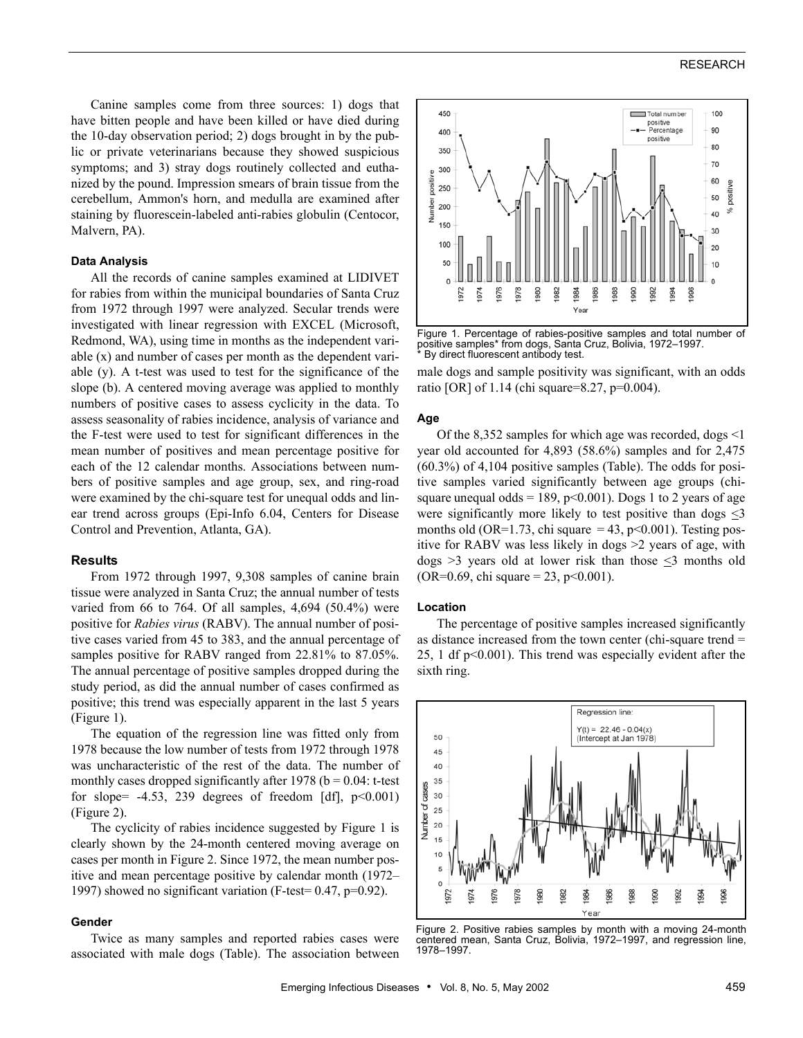Canine samples come from three sources: 1) dogs that have bitten people and have been killed or have died during the 10-day observation period; 2) dogs brought in by the public or private veterinarians because they showed suspicious symptoms; and 3) stray dogs routinely collected and euthanized by the pound. Impression smears of brain tissue from the cerebellum, Ammon's horn, and medulla are examined after staining by fluorescein-labeled anti-rabies globulin (Centocor, Malvern, PA).

#### Data Analysis

All the records of canine samples examined at LIDIVET for rabies from within the municipal boundaries of Santa Cruz from 1972 through 1997 were analyzed. Secular trends were investigated with linear regression with EXCEL (Microsoft, Redmond, WA), using time in months as the independent variable (x) and number of cases per month as the dependent variable (y). A t-test was used to test for the significance of the slope (b). A centered moving average was applied to monthly numbers of positive cases to assess cyclicity in the data. To assess seasonality of rabies incidence, analysis of variance and the F-test were used to test for significant differences in the mean number of positives and mean percentage positive for each of the 12 calendar months. Associations between numbers of positive samples and age group, sex, and ring-road were examined by the chi-square test for unequal odds and linear trend across groups (Epi-Info 6.04, Centers for Disease Control and Prevention, Atlanta, GA).

### Results

From 1972 through 1997, 9,308 samples of canine brain tissue were analyzed in Santa Cruz; the annual number of tests varied from 66 to 764. Of all samples, 4,694 (50.4%) were positive for *Rabies virus* (RABV). The annual number of positive cases varied from 45 to 383, and the annual percentage of samples positive for RABV ranged from 22.81% to 87.05%. The annual percentage of positive samples dropped during the study period, as did the annual number of cases confirmed as positive; this trend was especially apparent in the last 5 years (Figure 1).

The equation of the regression line was fitted only from 1978 because the low number of tests from 1972 through 1978 was uncharacteristic of the rest of the data. The number of monthly cases dropped significantly after 1978 ($b = 0.04$: t-test for slope= -4.53, 239 degrees of freedom [df], $p<0.001$) (Figure 2).

The cyclicity of rabies incidence suggested by Figure 1 is clearly shown by the 24-month centered moving average on cases per month in Figure 2. Since 1972, the mean number positive and mean percentage positive by calendar month (1972–1997) showed no significant variation (F-test= 0.47, $p=0.92$).

#### Gender

Twice as many samples and reported rabies cases were associated with male dogs (Table). The association between male dogs and sample positivity was significant, with an odds ratio [OR] of 1.14 (chi square=8.27, $p=0.004$).

Figure 1. Percentage of rabies-positive samples and total number of positive samples* from dogs, Santa Cruz, Bolivia, 1972–1997.
\* By direct fluorescent antibody test.

#### Age

Of the 8,352 samples for which age was recorded, dogs <1 year old accounted for 4,893 (58.6%) samples and for 2,475 (60.3%) of 4,104 positive samples (Table). The odds for positive samples varied significantly between age groups (chi-square unequal odds = 189, $p<0.001$). Dogs 1 to 2 years of age were significantly more likely to test positive than dogs $\leq 3$ months old (OR=1.73, chi square = 43, $p<0.001$). Testing positive for RABV was less likely in dogs >2 years of age, with dogs >3 years old at lower risk than those $\leq 3$ months old (OR=0.69, chi square = 23, $p<0.001$).

#### Location

The percentage of positive samples increased significantly as distance increased from the town center (chi-square trend = 25, 1 df $p<0.001$). This trend was especially evident after the sixth ring.

Figure 2. Positive rabies samples by month with a moving 24-month centered mean, Santa Cruz, Bolivia, 1972–1997, and regression line, 1978–1997.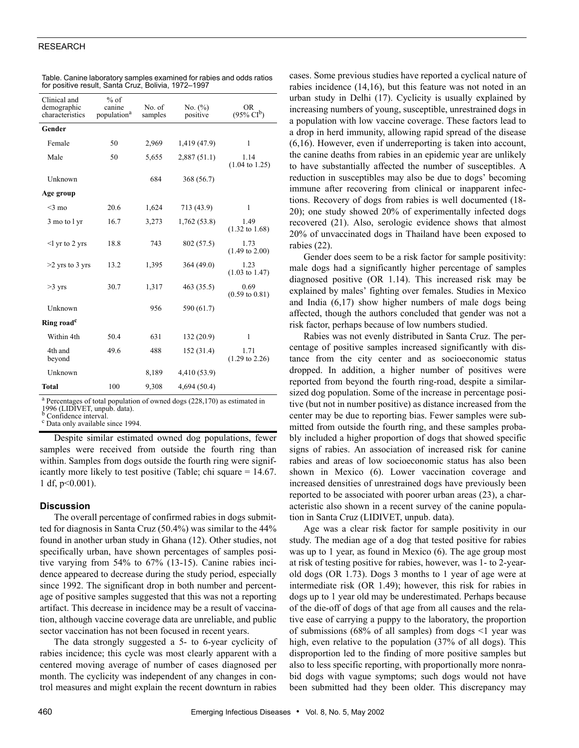Table. Canine laboratory samples examined for rabies and odds ratios for positive result, Santa Cruz, Bolivia, 1972–1997

| Clinical and demographic characteristics | % of canine population[a] | No. of samples | No. (%) positive | OR (95% CI[b]) |
|---|---|---|---|---|
| **Gender** | | | | |
| Female | 50 | 2,969 | 1,419 (47.9) | 1 |
| Male | 50 | 5,655 | 2,887 (51.1) | 1.14 (1.04 to 1.25) |
| Unknown | | 684 | 368 (56.7) | |
| **Age group** | | | | |
| <3 mo | 20.6 | 1,624 | 713 (43.9) | 1 |
| 3 mo to l yr | 16.7 | 3,273 | 1,762 (53.8) | 1.49 (1.32 to 1.68) |
| <l yr to 2 yrs | 18.8 | 743 | 802 (57.5) | 1.73 (1.49 to 2.00) |
| >2 yrs to 3 yrs | 13.2 | 1,395 | 364 (49.0) | 1.23 (1.03 to 1.47) |
| >3 yrs | 30.7 | 1,317 | 463 (35.5) | 0.69 (0.59 to 0.81) |
| Unknown | | 956 | 590 (61.7) | |
| **Ring road[c]** | | | | |
| Within 4th | 50.4 | 631 | 132 (20.9) | 1 |
| 4th and beyond | 49.6 | 488 | 152 (31.4) | 1.71 (1.29 to 2.26) |
| Unknown | | 8,189 | 4,410 (53.9) | |
| **Total** | 100 | 9,308 | 4,694 (50.4) | |

[a] Percentages of total population of owned dogs (228,170) as estimated in 1996 (LIDIVET, unpub. data).
[b] Confidence interval.
[c] Data only available since 1994.

Despite similar estimated owned dog populations, fewer samples were received from outside the fourth ring than within. Samples from dogs outside the fourth ring were significantly more likely to test positive (Table; chi square = 14.67. 1 df, $p<0.001$).

## Discussion

The overall percentage of confirmed rabies in dogs submitted for diagnosis in Santa Cruz (50.4%) was similar to the 44% found in another urban study in Ghana (12). Other studies, not specifically urban, have shown percentages of samples positive varying from 54% to 67% (13-15). Canine rabies incidence appeared to decrease during the study period, especially since 1992. The significant drop in both number and percentage of positive samples suggested that this was not a reporting artifact. This decrease in incidence may be a result of vaccination, although vaccine coverage data are unreliable, and public sector vaccination has not been focused in recent years.

The data strongly suggested a 5- to 6-year cyclicity of rabies incidence; this cycle was most clearly apparent with a centered moving average of number of cases diagnosed per month. The cyclicity was independent of any changes in control measures and might explain the recent downturn in rabies cases. Some previous studies have reported a cyclical nature of rabies incidence (14,16), but this feature was not noted in an urban study in Delhi (17). Cyclicity is usually explained by increasing numbers of young, susceptible, unrestrained dogs in a population with low vaccine coverage. These factors lead to a drop in herd immunity, allowing rapid spread of the disease (6,16). However, even if underreporting is taken into account, the canine deaths from rabies in an epidemic year are unlikely to have substantially affected the number of susceptibles. A reduction in susceptibles may also be due to dogs' becoming immune after recovering from clinical or inapparent infections. Recovery of dogs from rabies is well documented (18-20); one study showed 20% of experimentally infected dogs recovered (21). Also, serologic evidence shows that almost 20% of unvaccinated dogs in Thailand have been exposed to rabies (22).

Gender does seem to be a risk factor for sample positivity: male dogs had a significantly higher percentage of samples diagnosed positive (OR 1.14). This increased risk may be explained by males' fighting over females. Studies in Mexico and India (6,17) show higher numbers of male dogs being affected, though the authors concluded that gender was not a risk factor, perhaps because of low numbers studied.

Rabies was not evenly distributed in Santa Cruz. The percentage of positive samples increased significantly with distance from the city center and as socioeconomic status dropped. In addition, a higher number of positives were reported from beyond the fourth ring-road, despite a similar-sized dog population. Some of the increase in percentage positive (but not in number positive) as distance increased from the center may be due to reporting bias. Fewer samples were submitted from outside the fourth ring, and these samples probably included a higher proportion of dogs that showed specific signs of rabies. An association of increased risk for canine rabies and areas of low socioeconomic status has also been shown in Mexico (6). Lower vaccination coverage and increased densities of unrestrained dogs have previously been reported to be associated with poorer urban areas (23), a characteristic also shown in a recent survey of the canine population in Santa Cruz (LIDIVET, unpub. data).

Age was a clear risk factor for sample positivity in our study. The median age of a dog that tested positive for rabies was up to 1 year, as found in Mexico (6). The age group most at risk of testing positive for rabies, however, was 1- to 2-year-old dogs (OR 1.73). Dogs 3 months to 1 year of age were at intermediate risk (OR 1.49); however, this risk for rabies in dogs up to 1 year old may be underestimated. Perhaps because of the die-off of dogs of that age from all causes and the relative ease of carrying a puppy to the laboratory, the proportion of submissions (68% of all samples) from dogs <1 year was high, even relative to the population (37% of all dogs). This disproportion led to the finding of more positive samples but also to less specific reporting, with proportionally more nonrabid dogs with vague symptoms; such dogs would not have been submitted had they been older. This discrepancy may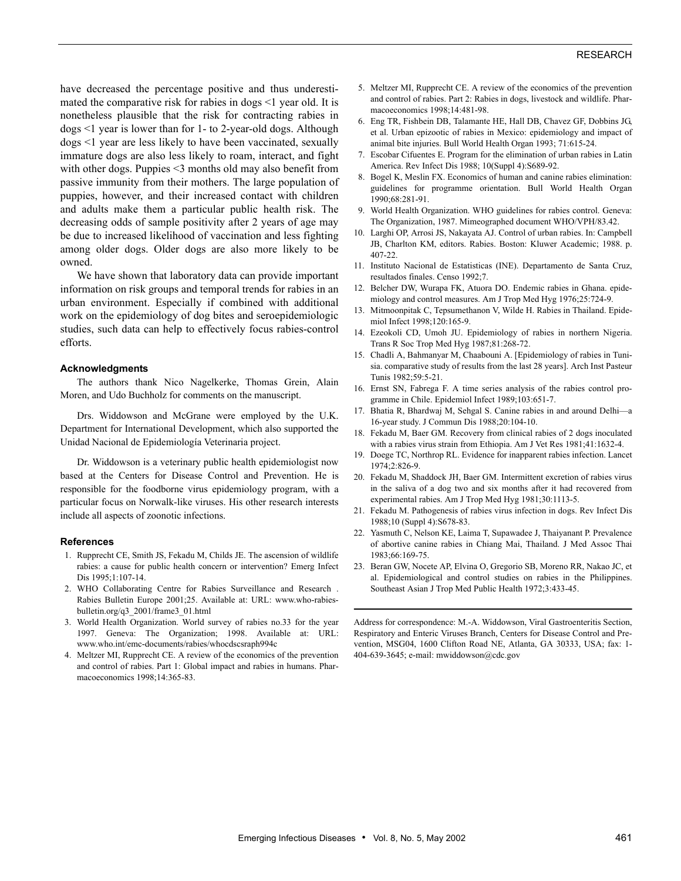have decreased the percentage positive and thus underestimated the comparative risk for rabies in dogs <1 year old. It is nonetheless plausible that the risk for contracting rabies in dogs <1 year is lower than for 1- to 2-year-old dogs. Although dogs <1 year are less likely to have been vaccinated, sexually immature dogs are also less likely to roam, interact, and fight with other dogs. Puppies <3 months old may also benefit from passive immunity from their mothers. The large population of puppies, however, and their increased contact with children and adults make them a particular public health risk. The decreasing odds of sample positivity after 2 years of age may be due to increased likelihood of vaccination and less fighting among older dogs. Older dogs are also more likely to be owned.

We have shown that laboratory data can provide important information on risk groups and temporal trends for rabies in an urban environment. Especially if combined with additional work on the epidemiology of dog bites and seroepidemiologic studies, such data can help to effectively focus rabies-control efforts.

### Acknowledgments

The authors thank Nico Nagelkerke, Thomas Grein, Alain Moren, and Udo Buchholz for comments on the manuscript.

Drs. Widdowson and McGrane were employed by the U.K. Department for International Development, which also supported the Unidad Nacional de Epidemiología Veterinaria project.

Dr. Widdowson is a veterinary public health epidemiologist now based at the Centers for Disease Control and Prevention. He is responsible for the foodborne virus epidemiology program, with a particular focus on Norwalk-like viruses. His other research interests include all aspects of zoonotic infections.

### References

1. Rupprecht CE, Smith JS, Fekadu M, Childs JE. The ascension of wildlife rabies: a cause for public health concern or intervention? Emerg Infect Dis 1995;1:107-14.
2. WHO Collaborating Centre for Rabies Surveillance and Research . Rabies Bulletin Europe 2001;25. Available at: URL: www.who-rabies-bulletin.org/q3_2001/frame3_01.html
3. World Health Organization. World survey of rabies no.33 for the year 1997. Geneva: The Organization; 1998. Available at: URL: www.who.int/emc-documents/rabies/whocdscsraph994c
4. Meltzer MI, Rupprecht CE. A review of the economics of the prevention and control of rabies. Part 1: Global impact and rabies in humans. Pharmacoeconomics 1998;14:365-83.
5. Meltzer MI, Rupprecht CE. A review of the economics of the prevention and control of rabies. Part 2: Rabies in dogs, livestock and wildlife. Pharmacoeconomics 1998;14:481-98.
6. Eng TR, Fishbein DB, Talamante HE, Hall DB, Chavez GF, Dobbins JG, et al. Urban epizootic of rabies in Mexico: epidemiology and impact of animal bite injuries. Bull World Health Organ 1993; 71:615-24.
7. Escobar Cifuentes E. Program for the elimination of urban rabies in Latin America. Rev Infect Dis 1988; 10(Suppl 4):S689-92.
8. Bogel K, Meslin FX. Economics of human and canine rabies elimination: guidelines for programme orientation. Bull World Health Organ 1990;68:281-91.
9. World Health Organization. WHO guidelines for rabies control. Geneva: The Organization, 1987. Mimeographed document WHO/VPH/83.42.
10. Larghi OP, Arrosi JS, Nakayata AJ. Control of urban rabies. In: Campbell JB, Charlton KM, editors. Rabies. Boston: Kluwer Academic; 1988. p. 407-22.
11. Instituto Nacional de Estatisticas (INE). Departamento de Santa Cruz, resultados finales. Censo 1992;7.
12. Belcher DW, Wurapa FK, Atuora DO. Endemic rabies in Ghana. epidemiology and control measures. Am J Trop Med Hyg 1976;25:724-9.
13. Mitmoonpitak C, Tepsumethanon V, Wilde H. Rabies in Thailand. Epidemiol Infect 1998;120:165-9.
14. Ezeokoli CD, Umoh JU. Epidemiology of rabies in northern Nigeria. Trans R Soc Trop Med Hyg 1987;81:268-72.
15. Chadli A, Bahmanyar M, Chaabouni A. [Epidemiology of rabies in Tunisia. comparative study of results from the last 28 years]. Arch Inst Pasteur Tunis 1982;59:5-21.
16. Ernst SN, Fabrega F. A time series analysis of the rabies control programme in Chile. Epidemiol Infect 1989;103:651-7.
17. Bhatia R, Bhardwaj M, Sehgal S. Canine rabies in and around Delhi—a 16-year study. J Commun Dis 1988;20:104-10.
18. Fekadu M, Baer GM. Recovery from clinical rabies of 2 dogs inoculated with a rabies virus strain from Ethiopia. Am J Vet Res 1981;41:1632-4.
19. Doege TC, Northrop RL. Evidence for inapparent rabies infection. Lancet 1974;2:826-9.
20. Fekadu M, Shaddock JH, Baer GM. Intermittent excretion of rabies virus in the saliva of a dog two and six months after it had recovered from experimental rabies. Am J Trop Med Hyg 1981;30:1113-5.
21. Fekadu M. Pathogenesis of rabies virus infection in dogs. Rev Infect Dis 1988;10 (Suppl 4):S678-83.
22. Yasmuth C, Nelson KE, Laima T, Supawadee J, Thaiyanant P. Prevalence of abortive canine rabies in Chiang Mai, Thailand. J Med Assoc Thai 1983;66:169-75.
23. Beran GW, Nocete AP, Elvina O, Gregorio SB, Moreno RR, Nakao JC, et al. Epidemiological and control studies on rabies in the Philippines. Southeast Asian J Trop Med Public Health 1972;3:433-45.

Address for correspondence: M.-A. Widdowson, Viral Gastroenteritis Section, Respiratory and Enteric Viruses Branch, Centers for Disease Control and Prevention, MSG04, 1600 Clifton Road NE, Atlanta, GA 30333, USA; fax: 1-404-639-3645; e-mail: mwiddowson@cdc.gov